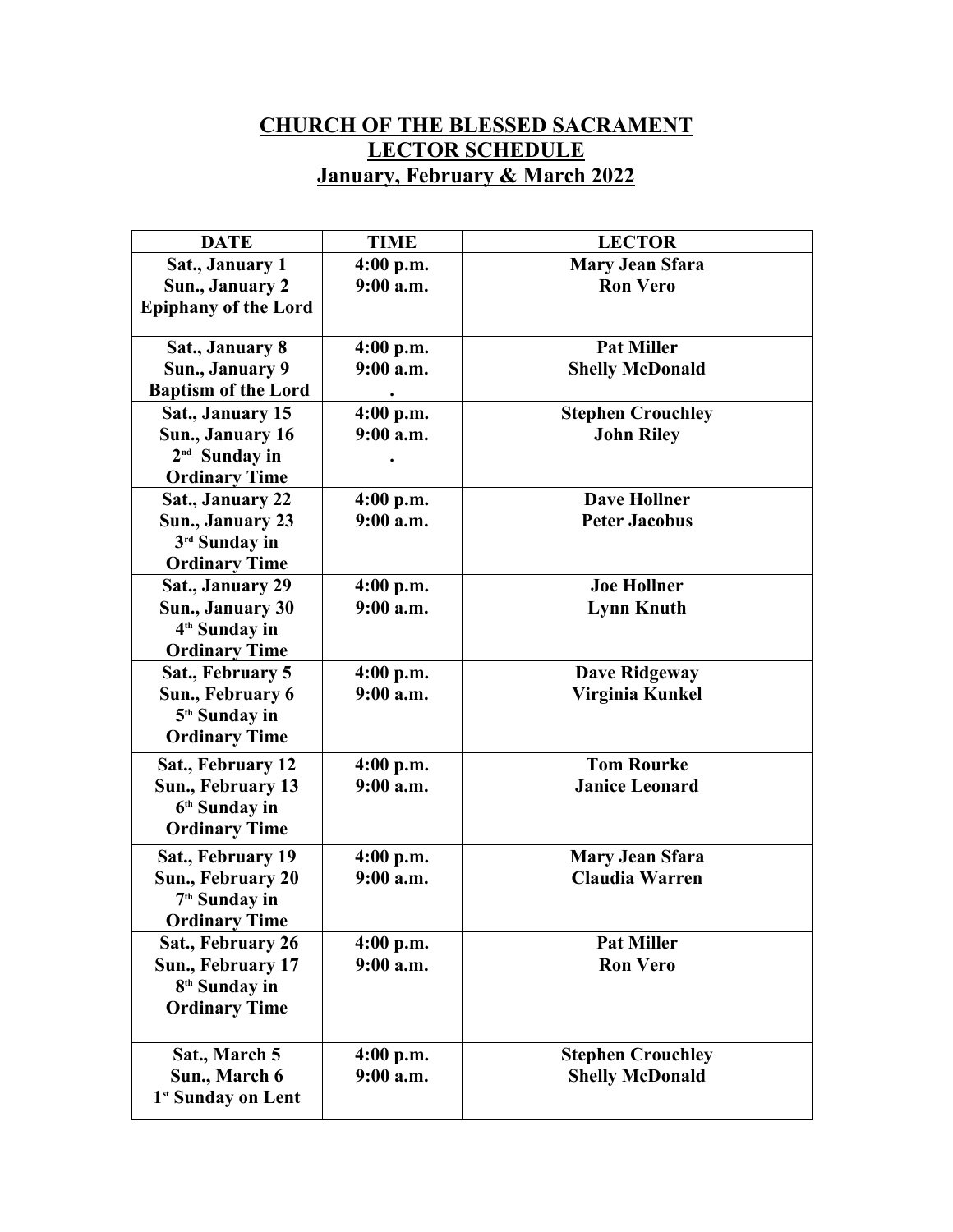# CHURCH OF THE BLESSED SACRAMENT
# LECTOR SCHEDULE
## January, February & March 2022

| DATE | TIME | LECTOR |
|---|---|---|
| **Sat., January 1**<br>**Sun., January 2**<br>**Epiphany of the Lord** | **4:00 p.m.**<br>**9:00 a.m.** | **Mary Jean Sfara**<br>**Ron Vero** |
| **Sat., January 8**<br>**Sun., January 9**<br>**Baptism of the Lord** | **4:00 p.m.**<br>**9:00 a.m.**<br>**.** | **Pat Miller**<br>**Shelly McDonald** |
| **Sat., January 15**<br>**Sun., January 16**<br>**2nd Sunday in Ordinary Time** | **4:00 p.m.**<br>**9:00 a.m.**<br>**.** | **Stephen Crouchley**<br>**John Riley** |
| **Sat., January 22**<br>**Sun., January 23**<br>**3rd Sunday in Ordinary Time** | **4:00 p.m.**<br>**9:00 a.m.** | **Dave Hollner**<br>**Peter Jacobus** |
| **Sat., January 29**<br>**Sun., January 30**<br>**4th Sunday in Ordinary Time** | **4:00 p.m.**<br>**9:00 a.m.** | **Joe Hollner**<br>**Lynn Knuth** |
| **Sat., February 5**<br>**Sun., February 6**<br>**5th Sunday in Ordinary Time** | **4:00 p.m.**<br>**9:00 a.m.** | **Dave Ridgeway**<br>**Virginia Kunkel** |
| **Sat., February 12**<br>**Sun., February 13**<br>**6th Sunday in Ordinary Time** | **4:00 p.m.**<br>**9:00 a.m.** | **Tom Rourke**<br>**Janice Leonard** |
| **Sat., February 19**<br>**Sun., February 20**<br>**7th Sunday in Ordinary Time** | **4:00 p.m.**<br>**9:00 a.m.** | **Mary Jean Sfara**<br>**Claudia Warren** |
| **Sat., February 26**<br>**Sun., February 17**<br>**8th Sunday in Ordinary Time** | **4:00 p.m.**<br>**9:00 a.m.** | **Pat Miller**<br>**Ron Vero** |
| **Sat., March 5**<br>**Sun., March 6**<br>**1st Sunday on Lent** | **4:00 p.m.**<br>**9:00 a.m.** | **Stephen Crouchley**<br>**Shelly McDonald** |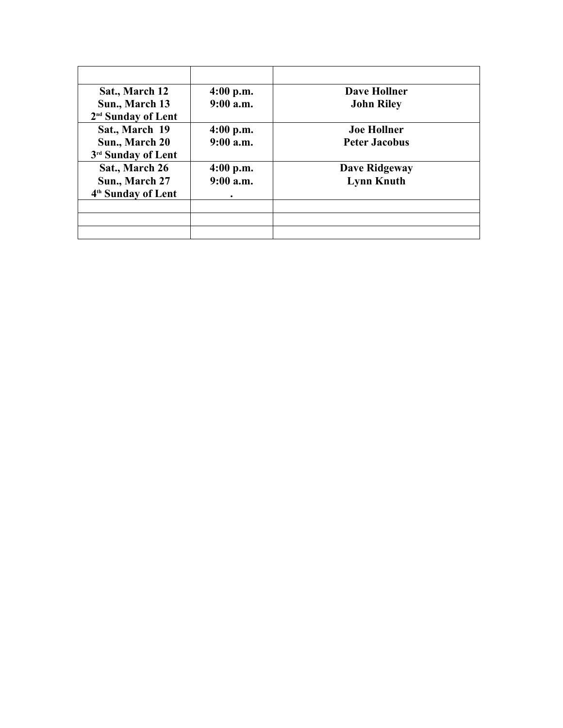| | | |
|---|---|---|
| | | |
| **Sat., March 12**<br>**Sun., March 13**<br>**2nd Sunday of Lent** | **4:00 p.m.**<br>**9:00 a.m.** | **Dave Hollner**<br>**John Riley** |
| **Sat., March 19**<br>**Sun., March 20**<br>**3rd Sunday of Lent** | **4:00 p.m.**<br>**9:00 a.m.** | **Joe Hollner**<br>**Peter Jacobus** |
| **Sat., March 26**<br>**Sun., March 27**<br>**4th Sunday of Lent** | **4:00 p.m.**<br>**9:00 a.m.**<br>**.** | **Dave Ridgeway**<br>**Lynn Knuth** |
| | | |
| | | |
| | | |